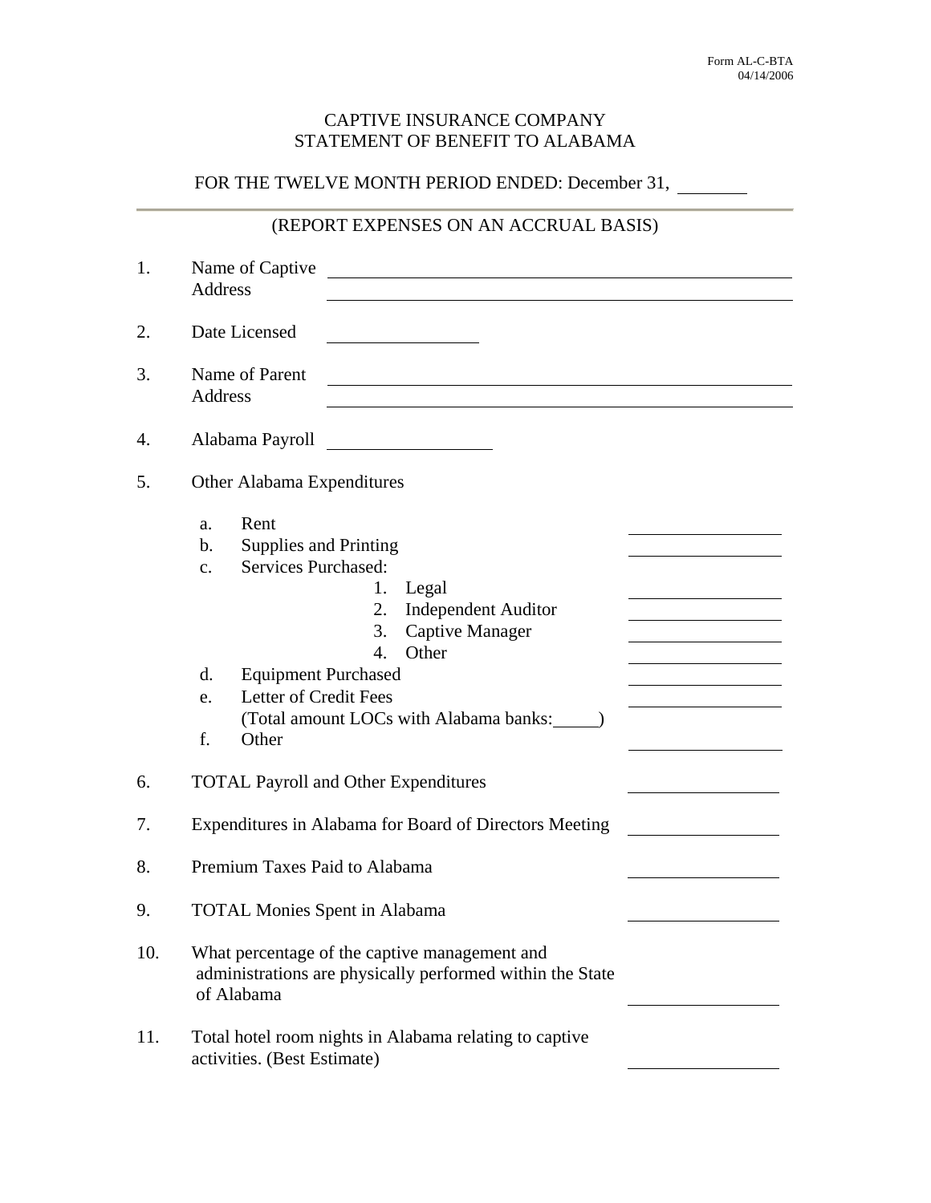Form AL-C-BTA
04/14/2006

# CAPTIVE INSURANCE COMPANY
# STATEMENT OF BENEFIT TO ALABAMA

FOR THE TWELVE MONTH PERIOD ENDED: December 31, ________

(REPORT EXPENSES ON AN ACCRUAL BASIS)

1. Name of Captive ____________________
   Address ____________________

2. Date Licensed ____________________

3. Name of Parent ____________________
   Address ____________________

4. Alabama Payroll ____________________

5. Other Alabama Expenditures

   a. Rent ____________________
   b. Supplies and Printing ____________________
   c. Services Purchased:
      1. Legal ____________________
      2. Independent Auditor ____________________
      3. Captive Manager ____________________
      4. Other ____________________
   d. Equipment Purchased ____________________
   e. Letter of Credit Fees ____________________
      (Total amount LOCs with Alabama banks:_____)
   f. Other ____________________

6. TOTAL Payroll and Other Expenditures ____________________

7. Expenditures in Alabama for Board of Directors Meeting ____________________

8. Premium Taxes Paid to Alabama ____________________

9. TOTAL Monies Spent in Alabama ____________________

10. What percentage of the captive management and administrations are physically performed within the State of Alabama ____________________

11. Total hotel room nights in Alabama relating to captive activities. (Best Estimate) ____________________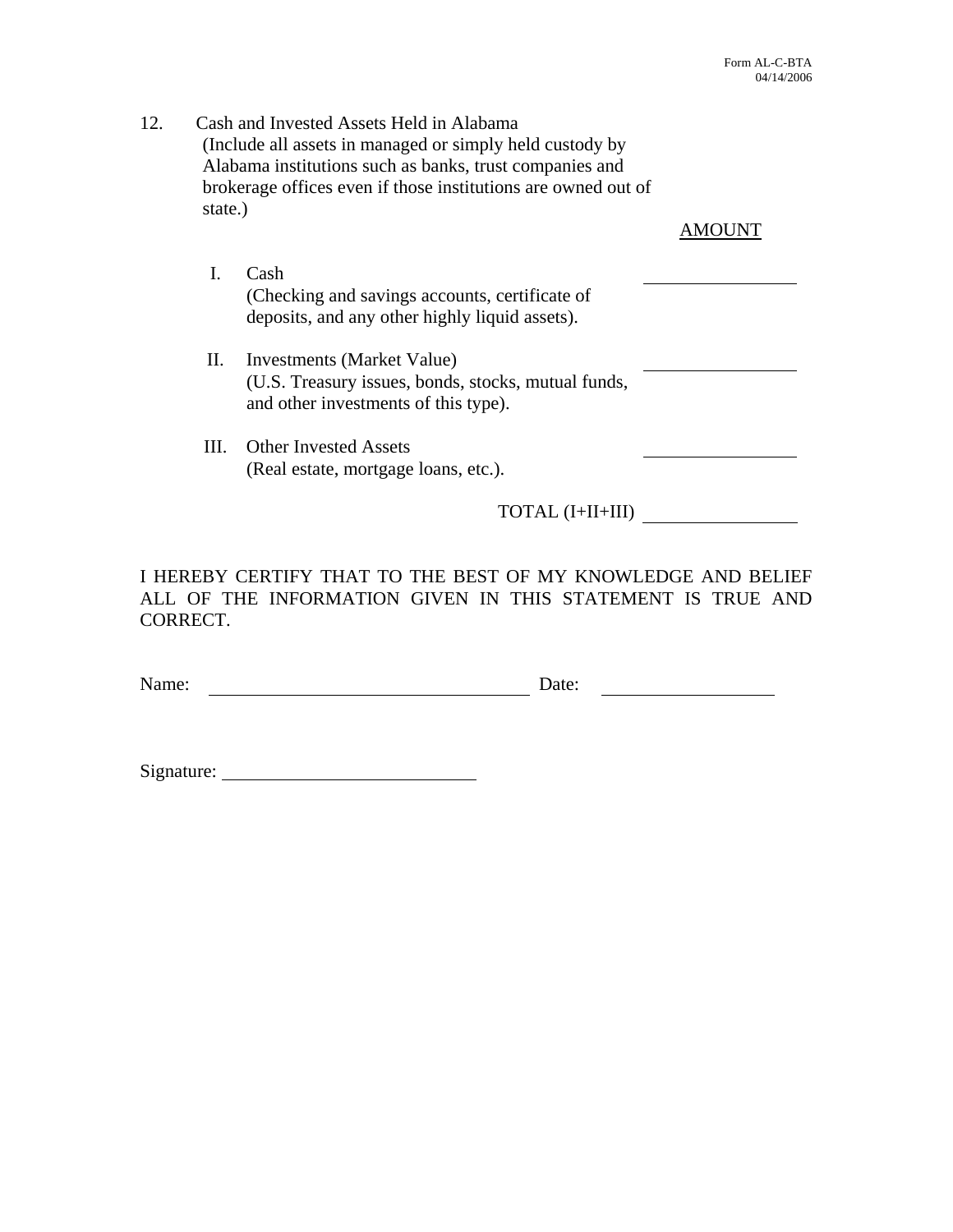Form AL-C-BTA
04/14/2006

12. Cash and Invested Assets Held in Alabama
(Include all assets in managed or simply held custody by Alabama institutions such as banks, trust companies and brokerage offices even if those institutions are owned out of state.)

| | | AMOUNT |
|---|---|---|
| I. | Cash<br>(Checking and savings accounts, certificate of deposits, and any other highly liquid assets). | ______________ |
| II. | Investments (Market Value)<br>(U.S. Treasury issues, bonds, stocks, mutual funds, and other investments of this type). | ______________ |
| III. | Other Invested Assets<br>(Real estate, mortgage loans, etc.). | ______________ |
| | TOTAL (I+II+III) | ______________ |

I HEREBY CERTIFY THAT TO THE BEST OF MY KNOWLEDGE AND BELIEF ALL OF THE INFORMATION GIVEN IN THIS STATEMENT IS TRUE AND CORRECT.

Name: ______________________________ Date: ________________

Signature: ________________________